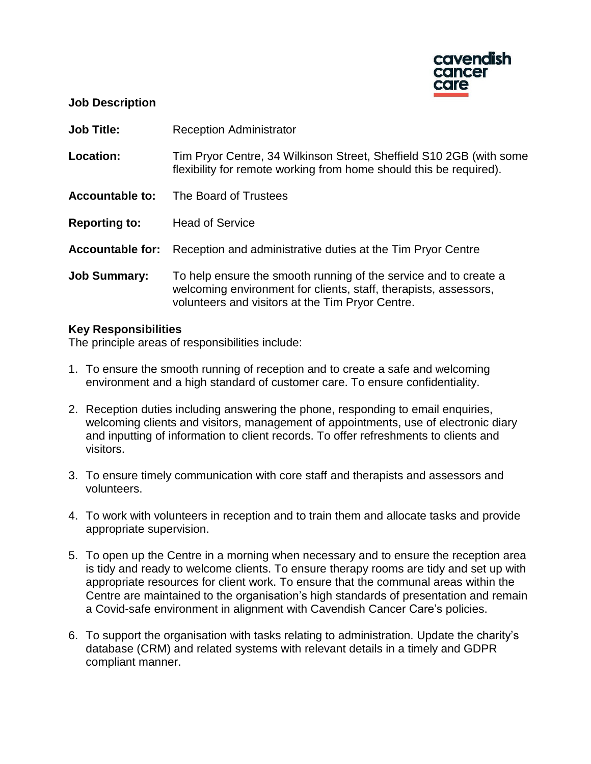cavendish cancer care

**Job Description**

**Job Title:** Reception Administrator

**Location:** Tim Pryor Centre, 34 Wilkinson Street, Sheffield S10 2GB (with some flexibility for remote working from home should this be required).

**Accountable to:** The Board of Trustees

**Reporting to:** Head of Service

**Accountable for:** Reception and administrative duties at the Tim Pryor Centre

**Job Summary:** To help ensure the smooth running of the service and to create a welcoming environment for clients, staff, therapists, assessors, volunteers and visitors at the Tim Pryor Centre.

**Key Responsibilities**
The principle areas of responsibilities include:

1. To ensure the smooth running of reception and to create a safe and welcoming environment and a high standard of customer care. To ensure confidentiality.

2. Reception duties including answering the phone, responding to email enquiries, welcoming clients and visitors, management of appointments, use of electronic diary and inputting of information to client records. To offer refreshments to clients and visitors.

3. To ensure timely communication with core staff and therapists and assessors and volunteers.

4. To work with volunteers in reception and to train them and allocate tasks and provide appropriate supervision.

5. To open up the Centre in a morning when necessary and to ensure the reception area is tidy and ready to welcome clients. To ensure therapy rooms are tidy and set up with appropriate resources for client work. To ensure that the communal areas within the Centre are maintained to the organisation's high standards of presentation and remain a Covid-safe environment in alignment with Cavendish Cancer Care's policies.

6. To support the organisation with tasks relating to administration. Update the charity's database (CRM) and related systems with relevant details in a timely and GDPR compliant manner.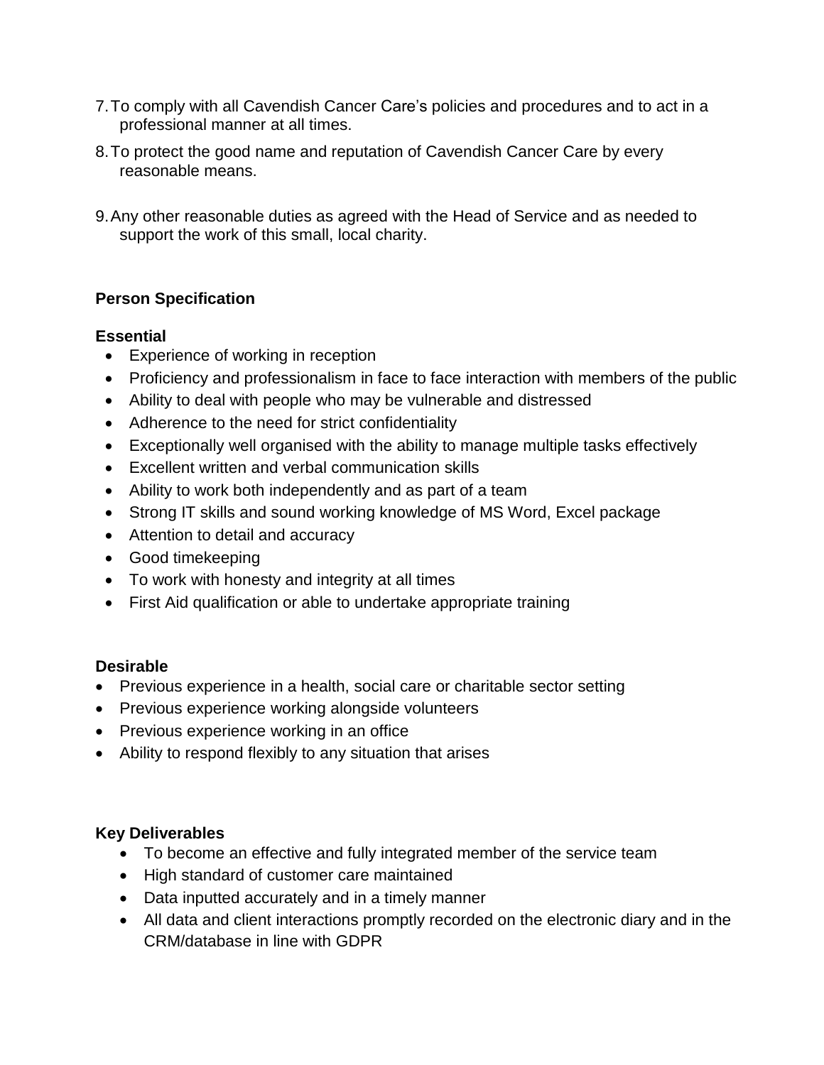7. To comply with all Cavendish Cancer Care's policies and procedures and to act in a professional manner at all times.
8. To protect the good name and reputation of Cavendish Cancer Care by every reasonable means.
9. Any other reasonable duties as agreed with the Head of Service and as needed to support the work of this small, local charity.

**Person Specification**

**Essential**

- Experience of working in reception
- Proficiency and professionalism in face to face interaction with members of the public
- Ability to deal with people who may be vulnerable and distressed
- Adherence to the need for strict confidentiality
- Exceptionally well organised with the ability to manage multiple tasks effectively
- Excellent written and verbal communication skills
- Ability to work both independently and as part of a team
- Strong IT skills and sound working knowledge of MS Word, Excel package
- Attention to detail and accuracy
- Good timekeeping
- To work with honesty and integrity at all times
- First Aid qualification or able to undertake appropriate training

**Desirable**

- Previous experience in a health, social care or charitable sector setting
- Previous experience working alongside volunteers
- Previous experience working in an office
- Ability to respond flexibly to any situation that arises

**Key Deliverables**

- To become an effective and fully integrated member of the service team
- High standard of customer care maintained
- Data inputted accurately and in a timely manner
- All data and client interactions promptly recorded on the electronic diary and in the CRM/database in line with GDPR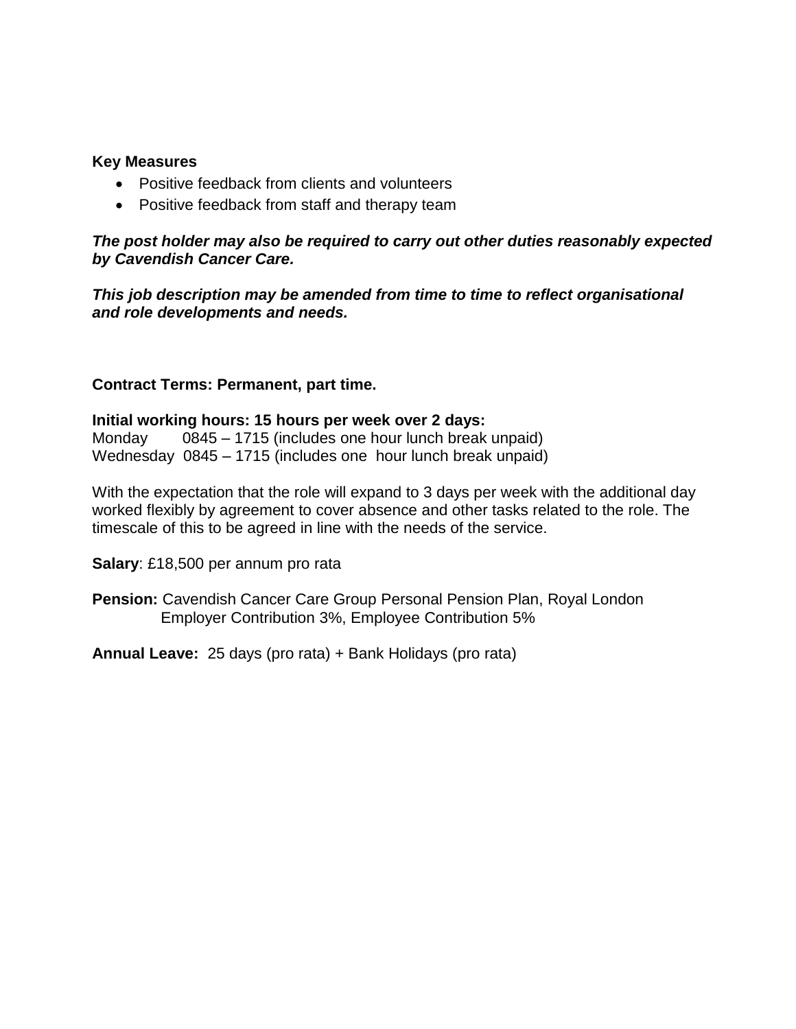**Key Measures**

- Positive feedback from clients and volunteers
- Positive feedback from staff and therapy team

***The post holder may also be required to carry out other duties reasonably expected by Cavendish Cancer Care.***

***This job description may be amended from time to time to reflect organisational and role developments and needs.***

**Contract Terms: Permanent, part time.**

**Initial working hours: 15 hours per week over 2 days:**
Monday 0845 – 1715 (includes one hour lunch break unpaid)
Wednesday 0845 – 1715 (includes one hour lunch break unpaid)

With the expectation that the role will expand to 3 days per week with the additional day worked flexibly by agreement to cover absence and other tasks related to the role. The timescale of this to be agreed in line with the needs of the service.

**Salary**: £18,500 per annum pro rata

**Pension:** Cavendish Cancer Care Group Personal Pension Plan, Royal London
Employer Contribution 3%, Employee Contribution 5%

**Annual Leave:** 25 days (pro rata) + Bank Holidays (pro rata)